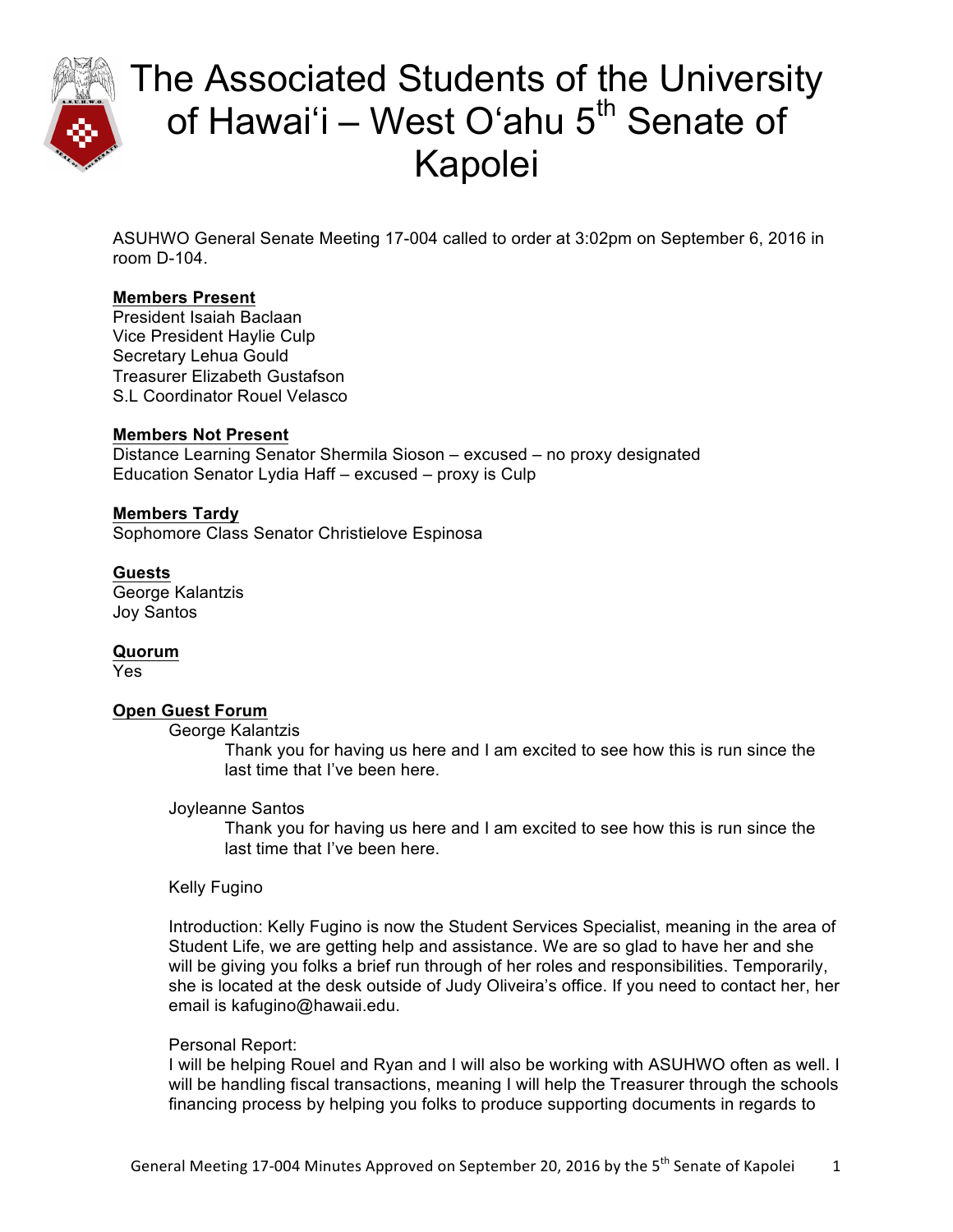# The Associated Students of the University of Hawai'i – West O'ahu 5th Senate of Kapolei

ASUHWO General Senate Meeting 17-004 called to order at 3:02pm on September 6, 2016 in room D-104.

**Members Present**

President Isaiah Baclaan
Vice President Haylie Culp
Secretary Lehua Gould
Treasurer Elizabeth Gustafson
S.L Coordinator Rouel Velasco

**Members Not Present**

Distance Learning Senator Shermila Sioson – excused – no proxy designated
Education Senator Lydia Haff – excused – proxy is Culp

**Members Tardy**

Sophomore Class Senator Christielove Espinosa

**Guests**

George Kalantzis
Joy Santos

**Quorum**

Yes

**Open Guest Forum**

George Kalantzis

Thank you for having us here and I am excited to see how this is run since the last time that I've been here.

Joyleanne Santos

Thank you for having us here and I am excited to see how this is run since the last time that I've been here.

Kelly Fugino

Introduction: Kelly Fugino is now the Student Services Specialist, meaning in the area of Student Life, we are getting help and assistance. We are so glad to have her and she will be giving you folks a brief run through of her roles and responsibilities. Temporarily, she is located at the desk outside of Judy Oliveira's office. If you need to contact her, her email is kafugino@hawaii.edu.

Personal Report:
I will be helping Rouel and Ryan and I will also be working with ASUHWO often as well. I will be handling fiscal transactions, meaning I will help the Treasurer through the schools financing process by helping you folks to produce supporting documents in regards to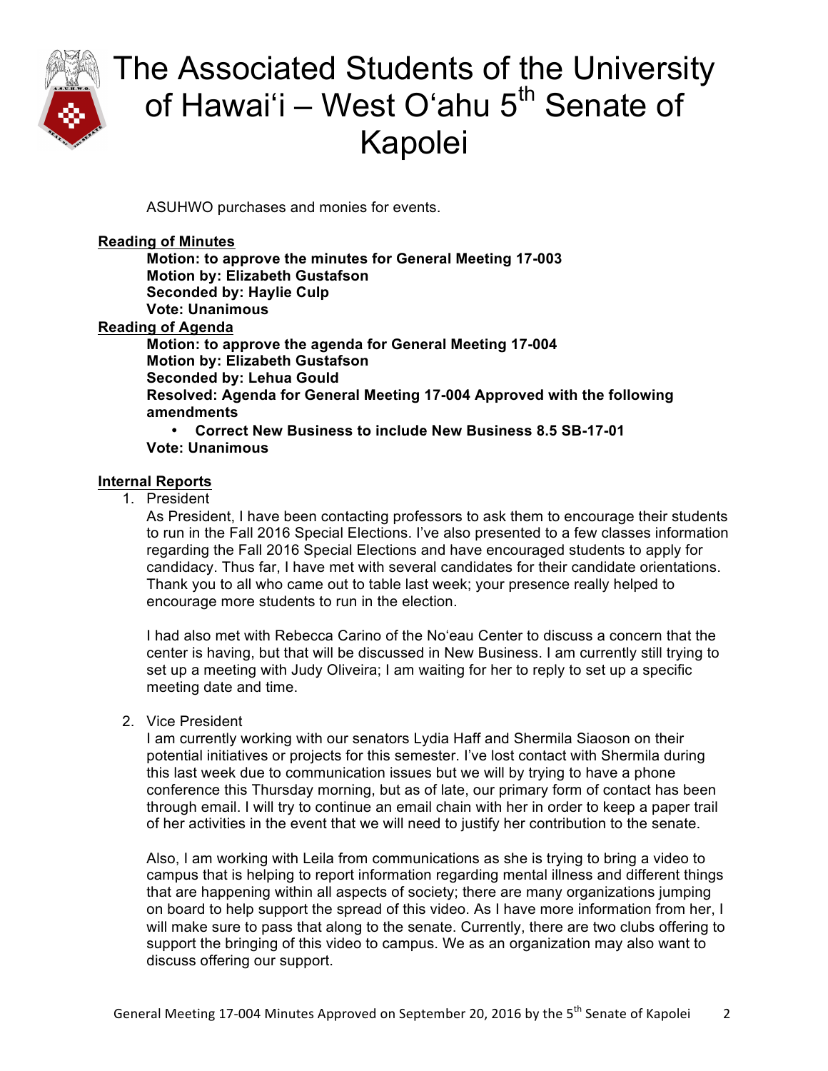ASUHWO purchases and monies for events.

**Reading of Minutes**

**Motion: to approve the minutes for General Meeting 17-003**
**Motion by: Elizabeth Gustafson**
**Seconded by: Haylie Culp**
**Vote: Unanimous**

**Reading of Agenda**

**Motion: to approve the agenda for General Meeting 17-004**
**Motion by: Elizabeth Gustafson**
**Seconded by: Lehua Gould**
**Resolved: Agenda for General Meeting 17-004 Approved with the following amendments**

- **Correct New Business to include New Business 8.5 SB-17-01**

**Vote: Unanimous**

**Internal Reports**

1. President

   As President, I have been contacting professors to ask them to encourage their students to run in the Fall 2016 Special Elections. I've also presented to a few classes information regarding the Fall 2016 Special Elections and have encouraged students to apply for candidacy. Thus far, I have met with several candidates for their candidate orientations. Thank you to all who came out to table last week; your presence really helped to encourage more students to run in the election.

   I had also met with Rebecca Carino of the No'eau Center to discuss a concern that the center is having, but that will be discussed in New Business. I am currently still trying to set up a meeting with Judy Oliveira; I am waiting for her to reply to set up a specific meeting date and time.

2. Vice President

   I am currently working with our senators Lydia Haff and Shermila Siaoson on their potential initiatives or projects for this semester. I've lost contact with Shermila during this last week due to communication issues but we will by trying to have a phone conference this Thursday morning, but as of late, our primary form of contact has been through email. I will try to continue an email chain with her in order to keep a paper trail of her activities in the event that we will need to justify her contribution to the senate.

   Also, I am working with Leila from communications as she is trying to bring a video to campus that is helping to report information regarding mental illness and different things that are happening within all aspects of society; there are many organizations jumping on board to help support the spread of this video. As I have more information from her, I will make sure to pass that along to the senate. Currently, there are two clubs offering to support the bringing of this video to campus. We as an organization may also want to discuss offering our support.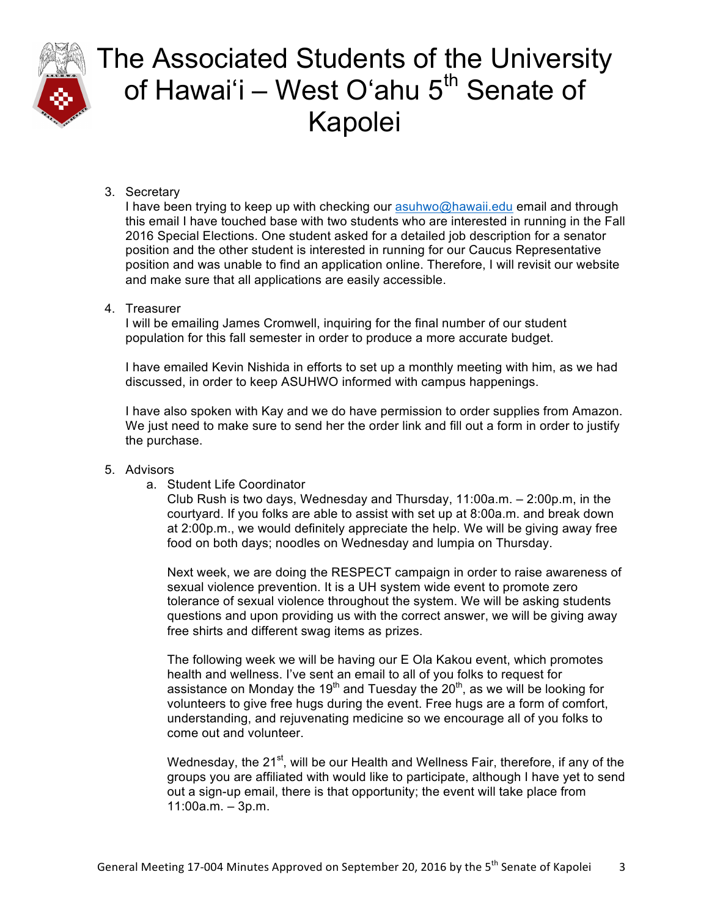3. Secretary
   I have been trying to keep up with checking our asuhwo@hawaii.edu email and through this email I have touched base with two students who are interested in running in the Fall 2016 Special Elections. One student asked for a detailed job description for a senator position and the other student is interested in running for our Caucus Representative position and was unable to find an application online. Therefore, I will revisit our website and make sure that all applications are easily accessible.

4. Treasurer
   I will be emailing James Cromwell, inquiring for the final number of our student population for this fall semester in order to produce a more accurate budget.

   I have emailed Kevin Nishida in efforts to set up a monthly meeting with him, as we had discussed, in order to keep ASUHWO informed with campus happenings.

   I have also spoken with Kay and we do have permission to order supplies from Amazon. We just need to make sure to send her the order link and fill out a form in order to justify the purchase.

5. Advisors
   a. Student Life Coordinator
      Club Rush is two days, Wednesday and Thursday, 11:00a.m. – 2:00p.m, in the courtyard. If you folks are able to assist with set up at 8:00a.m. and break down at 2:00p.m., we would definitely appreciate the help. We will be giving away free food on both days; noodles on Wednesday and lumpia on Thursday.

      Next week, we are doing the RESPECT campaign in order to raise awareness of sexual violence prevention. It is a UH system wide event to promote zero tolerance of sexual violence throughout the system. We will be asking students questions and upon providing us with the correct answer, we will be giving away free shirts and different swag items as prizes.

      The following week we will be having our E Ola Kakou event, which promotes health and wellness. I've sent an email to all of you folks to request for assistance on Monday the 19th and Tuesday the 20th, as we will be looking for volunteers to give free hugs during the event. Free hugs are a form of comfort, understanding, and rejuvenating medicine so we encourage all of you folks to come out and volunteer.

      Wednesday, the 21st, will be our Health and Wellness Fair, therefore, if any of the groups you are affiliated with would like to participate, although I have yet to send out a sign-up email, there is that opportunity; the event will take place from 11:00a.m. – 3p.m.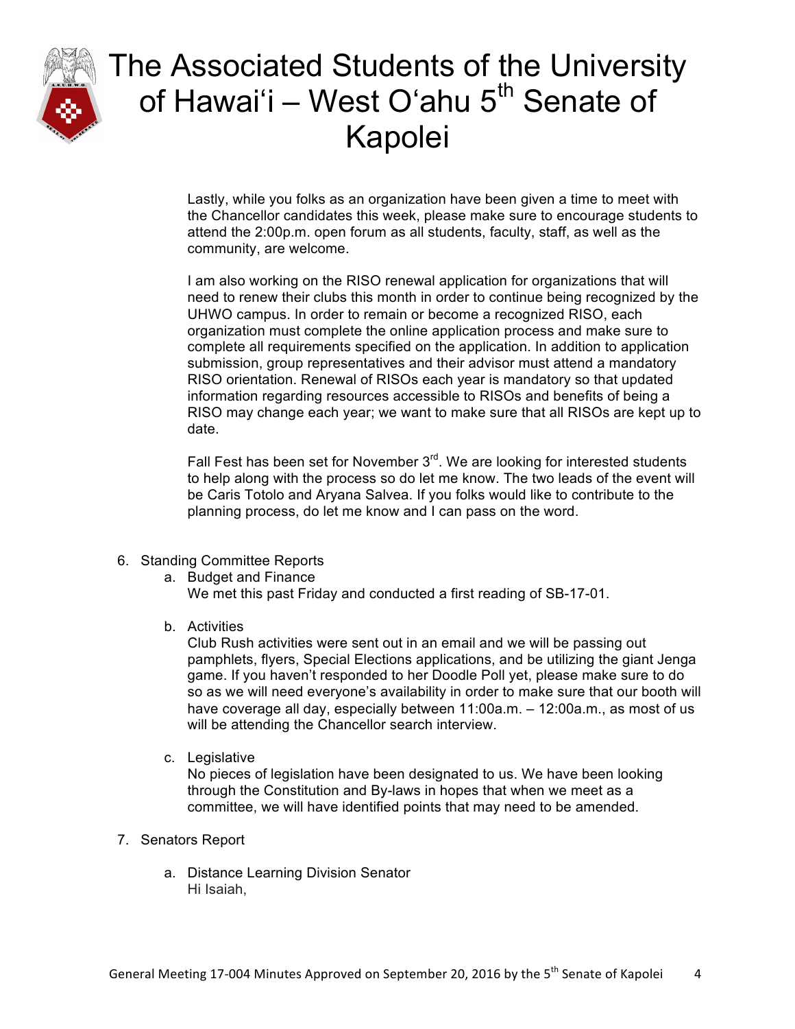Lastly, while you folks as an organization have been given a time to meet with the Chancellor candidates this week, please make sure to encourage students to attend the 2:00p.m. open forum as all students, faculty, staff, as well as the community, are welcome.

I am also working on the RISO renewal application for organizations that will need to renew their clubs this month in order to continue being recognized by the UHWO campus. In order to remain or become a recognized RISO, each organization must complete the online application process and make sure to complete all requirements specified on the application. In addition to application submission, group representatives and their advisor must attend a mandatory RISO orientation. Renewal of RISOs each year is mandatory so that updated information regarding resources accessible to RISOs and benefits of being a RISO may change each year; we want to make sure that all RISOs are kept up to date.

Fall Fest has been set for November 3rd. We are looking for interested students to help along with the process so do let me know. The two leads of the event will be Caris Totolo and Aryana Salvea. If you folks would like to contribute to the planning process, do let me know and I can pass on the word.

6. Standing Committee Reports
   a. Budget and Finance
      We met this past Friday and conducted a first reading of SB-17-01.

   b. Activities
      Club Rush activities were sent out in an email and we will be passing out pamphlets, flyers, Special Elections applications, and be utilizing the giant Jenga game. If you haven't responded to her Doodle Poll yet, please make sure to do so as we will need everyone's availability in order to make sure that our booth will have coverage all day, especially between 11:00a.m. – 12:00a.m., as most of us will be attending the Chancellor search interview.

   c. Legislative
      No pieces of legislation have been designated to us. We have been looking through the Constitution and By-laws in hopes that when we meet as a committee, we will have identified points that may need to be amended.

7. Senators Report

   a. Distance Learning Division Senator
      Hi Isaiah,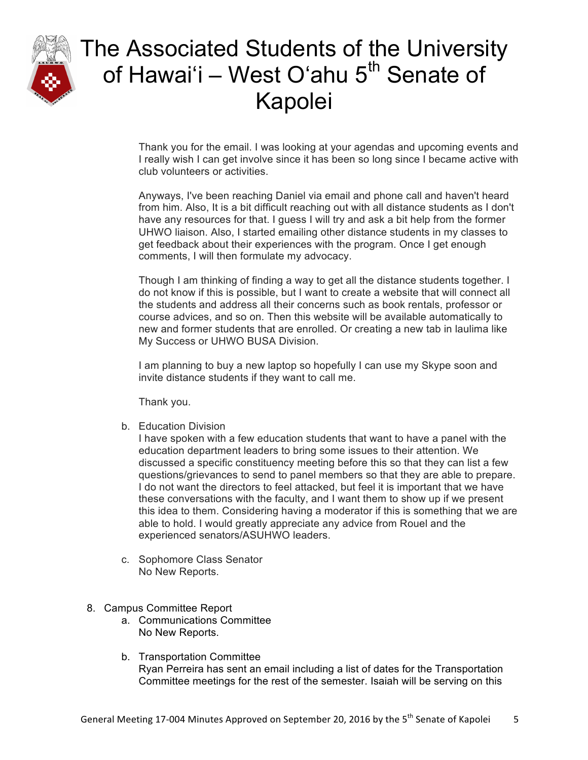Thank you for the email. I was looking at your agendas and upcoming events and I really wish I can get involve since it has been so long since I became active with club volunteers or activities.

Anyways, I've been reaching Daniel via email and phone call and haven't heard from him. Also, It is a bit difficult reaching out with all distance students as I don't have any resources for that. I guess I will try and ask a bit help from the former UHWO liaison. Also, I started emailing other distance students in my classes to get feedback about their experiences with the program. Once I get enough comments, I will then formulate my advocacy.

Though I am thinking of finding a way to get all the distance students together. I do not know if this is possible, but I want to create a website that will connect all the students and address all their concerns such as book rentals, professor or course advices, and so on. Then this website will be available automatically to new and former students that are enrolled. Or creating a new tab in laulima like My Success or UHWO BUSA Division.

I am planning to buy a new laptop so hopefully I can use my Skype soon and invite distance students if they want to call me.

Thank you.

b. Education Division
   I have spoken with a few education students that want to have a panel with the education department leaders to bring some issues to their attention. We discussed a specific constituency meeting before this so that they can list a few questions/grievances to send to panel members so that they are able to prepare. I do not want the directors to feel attacked, but feel it is important that we have these conversations with the faculty, and I want them to show up if we present this idea to them. Considering having a moderator if this is something that we are able to hold. I would greatly appreciate any advice from Rouel and the experienced senators/ASUHWO leaders.

c. Sophomore Class Senator
   No New Reports.

8. Campus Committee Report
   a. Communications Committee
      No New Reports.

   b. Transportation Committee
      Ryan Perreira has sent an email including a list of dates for the Transportation Committee meetings for the rest of the semester. Isaiah will be serving on this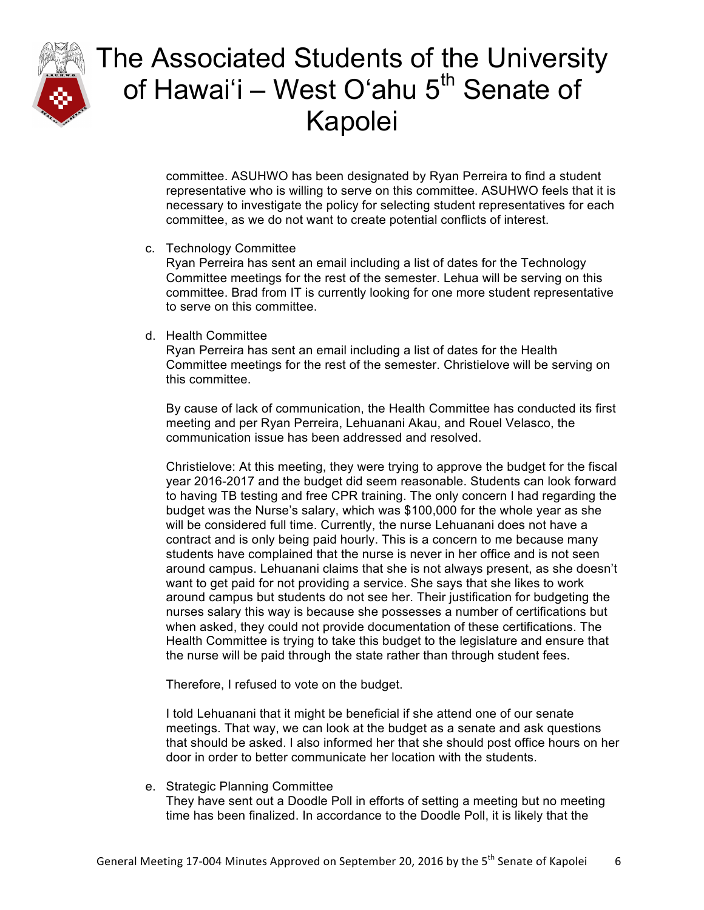committee. ASUHWO has been designated by Ryan Perreira to find a student representative who is willing to serve on this committee. ASUHWO feels that it is necessary to investigate the policy for selecting student representatives for each committee, as we do not want to create potential conflicts of interest.

c. Technology Committee
   Ryan Perreira has sent an email including a list of dates for the Technology Committee meetings for the rest of the semester. Lehua will be serving on this committee. Brad from IT is currently looking for one more student representative to serve on this committee.

d. Health Committee
   Ryan Perreira has sent an email including a list of dates for the Health Committee meetings for the rest of the semester. Christielove will be serving on this committee.

   By cause of lack of communication, the Health Committee has conducted its first meeting and per Ryan Perreira, Lehuanani Akau, and Rouel Velasco, the communication issue has been addressed and resolved.

   Christielove: At this meeting, they were trying to approve the budget for the fiscal year 2016-2017 and the budget did seem reasonable. Students can look forward to having TB testing and free CPR training. The only concern I had regarding the budget was the Nurse's salary, which was $100,000 for the whole year as she will be considered full time. Currently, the nurse Lehuanani does not have a contract and is only being paid hourly. This is a concern to me because many students have complained that the nurse is never in her office and is not seen around campus. Lehuanani claims that she is not always present, as she doesn't want to get paid for not providing a service. She says that she likes to work around campus but students do not see her. Their justification for budgeting the nurses salary this way is because she possesses a number of certifications but when asked, they could not provide documentation of these certifications. The Health Committee is trying to take this budget to the legislature and ensure that the nurse will be paid through the state rather than through student fees.

   Therefore, I refused to vote on the budget.

   I told Lehuanani that it might be beneficial if she attend one of our senate meetings. That way, we can look at the budget as a senate and ask questions that should be asked. I also informed her that she should post office hours on her door in order to better communicate her location with the students.

e. Strategic Planning Committee
   They have sent out a Doodle Poll in efforts of setting a meeting but no meeting time has been finalized. In accordance to the Doodle Poll, it is likely that the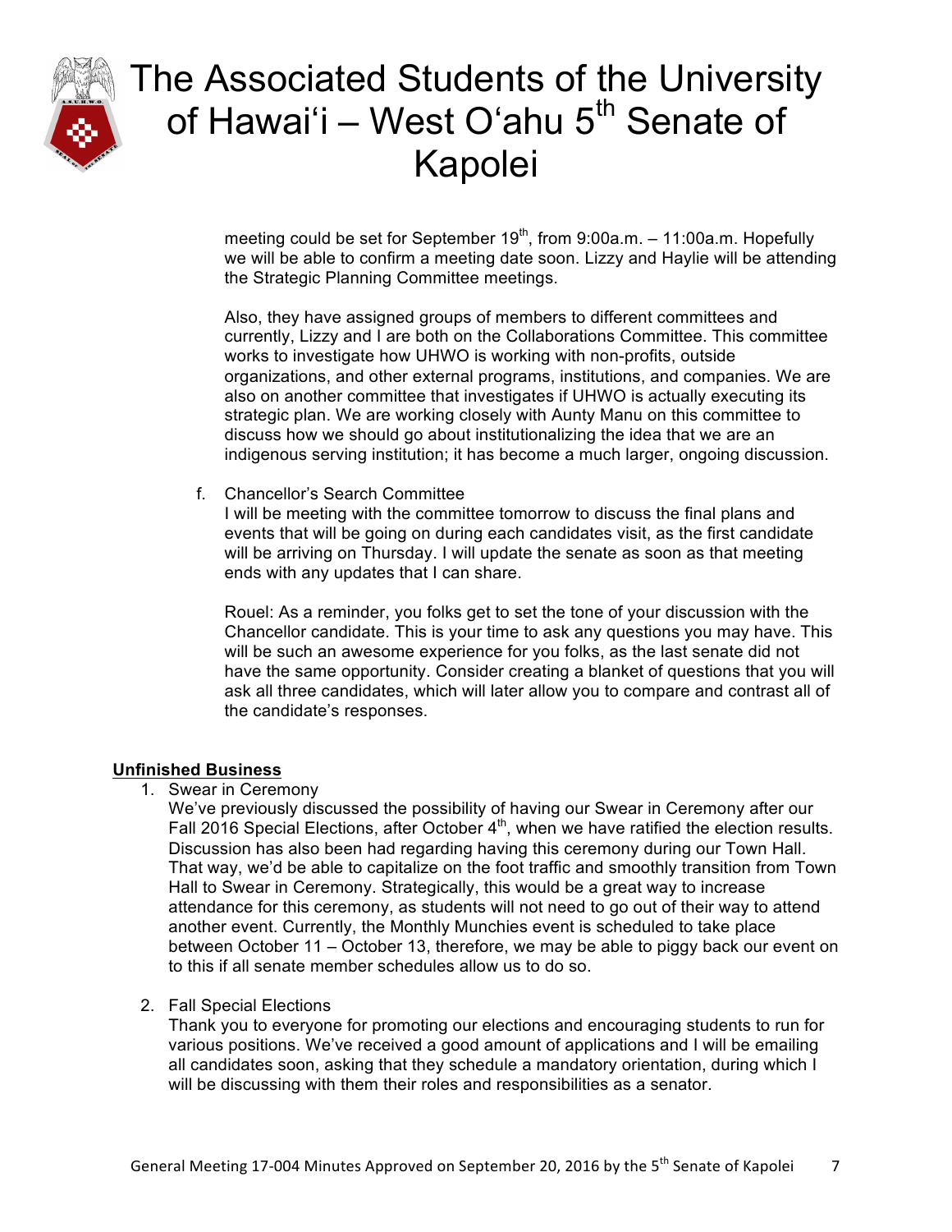meeting could be set for September 19th, from 9:00a.m. – 11:00a.m. Hopefully we will be able to confirm a meeting date soon. Lizzy and Haylie will be attending the Strategic Planning Committee meetings.

Also, they have assigned groups of members to different committees and currently, Lizzy and I are both on the Collaborations Committee. This committee works to investigate how UHWO is working with non-profits, outside organizations, and other external programs, institutions, and companies. We are also on another committee that investigates if UHWO is actually executing its strategic plan. We are working closely with Aunty Manu on this committee to discuss how we should go about institutionalizing the idea that we are an indigenous serving institution; it has become a much larger, ongoing discussion.

f. Chancellor's Search Committee

I will be meeting with the committee tomorrow to discuss the final plans and events that will be going on during each candidates visit, as the first candidate will be arriving on Thursday. I will update the senate as soon as that meeting ends with any updates that I can share.

Rouel: As a reminder, you folks get to set the tone of your discussion with the Chancellor candidate. This is your time to ask any questions you may have. This will be such an awesome experience for you folks, as the last senate did not have the same opportunity. Consider creating a blanket of questions that you will ask all three candidates, which will later allow you to compare and contrast all of the candidate's responses.

**Unfinished Business**

1. Swear in Ceremony

   We've previously discussed the possibility of having our Swear in Ceremony after our Fall 2016 Special Elections, after October 4th, when we have ratified the election results. Discussion has also been had regarding having this ceremony during our Town Hall. That way, we'd be able to capitalize on the foot traffic and smoothly transition from Town Hall to Swear in Ceremony. Strategically, this would be a great way to increase attendance for this ceremony, as students will not need to go out of their way to attend another event. Currently, the Monthly Munchies event is scheduled to take place between October 11 – October 13, therefore, we may be able to piggy back our event on to this if all senate member schedules allow us to do so.

2. Fall Special Elections

   Thank you to everyone for promoting our elections and encouraging students to run for various positions. We've received a good amount of applications and I will be emailing all candidates soon, asking that they schedule a mandatory orientation, during which I will be discussing with them their roles and responsibilities as a senator.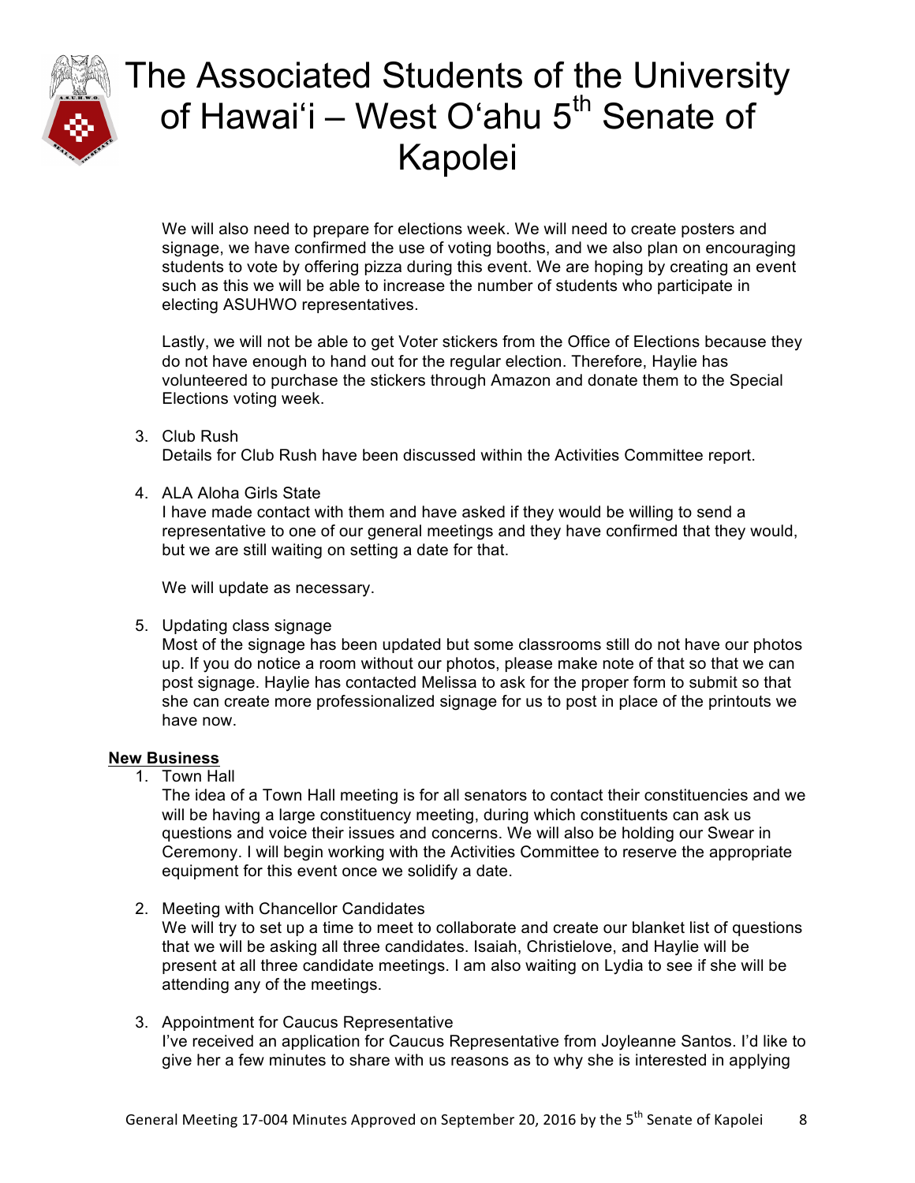We will also need to prepare for elections week. We will need to create posters and signage, we have confirmed the use of voting booths, and we also plan on encouraging students to vote by offering pizza during this event. We are hoping by creating an event such as this we will be able to increase the number of students who participate in electing ASUHWO representatives.

Lastly, we will not be able to get Voter stickers from the Office of Elections because they do not have enough to hand out for the regular election. Therefore, Haylie has volunteered to purchase the stickers through Amazon and donate them to the Special Elections voting week.

3. Club Rush
   Details for Club Rush have been discussed within the Activities Committee report.

4. ALA Aloha Girls State
   I have made contact with them and have asked if they would be willing to send a representative to one of our general meetings and they have confirmed that they would, but we are still waiting on setting a date for that.

   We will update as necessary.

5. Updating class signage
   Most of the signage has been updated but some classrooms still do not have our photos up. If you do notice a room without our photos, please make note of that so that we can post signage. Haylie has contacted Melissa to ask for the proper form to submit so that she can create more professionalized signage for us to post in place of the printouts we have now.

**New Business**

1. Town Hall
   The idea of a Town Hall meeting is for all senators to contact their constituencies and we will be having a large constituency meeting, during which constituents can ask us questions and voice their issues and concerns. We will also be holding our Swear in Ceremony. I will begin working with the Activities Committee to reserve the appropriate equipment for this event once we solidify a date.

2. Meeting with Chancellor Candidates
   We will try to set up a time to meet to collaborate and create our blanket list of questions that we will be asking all three candidates. Isaiah, Christielove, and Haylie will be present at all three candidate meetings. I am also waiting on Lydia to see if she will be attending any of the meetings.

3. Appointment for Caucus Representative
   I've received an application for Caucus Representative from Joyleanne Santos. I'd like to give her a few minutes to share with us reasons as to why she is interested in applying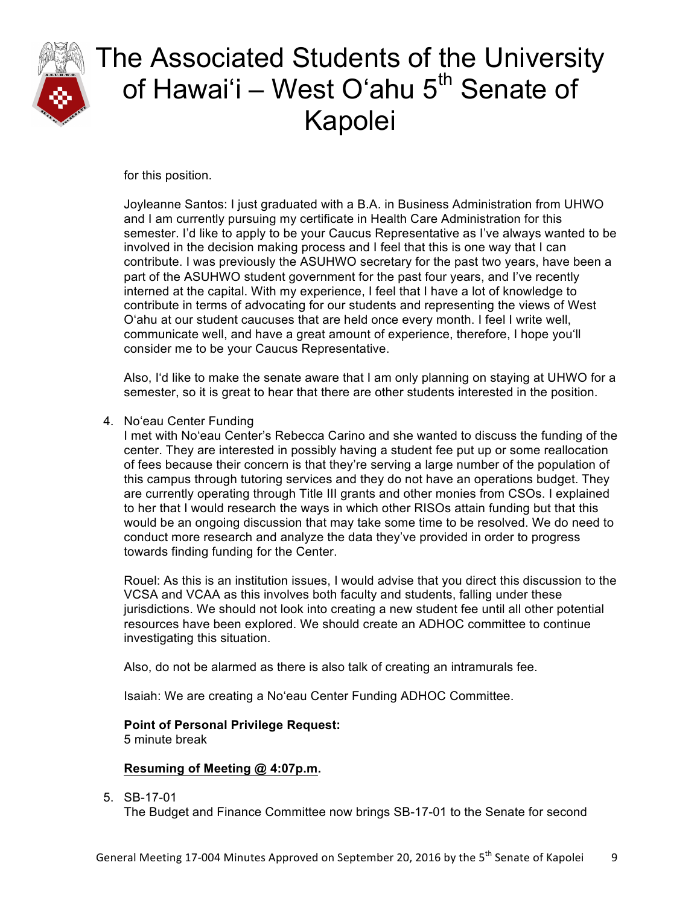for this position.

Joyleanne Santos: I just graduated with a B.A. in Business Administration from UHWO and I am currently pursuing my certificate in Health Care Administration for this semester. I'd like to apply to be your Caucus Representative as I've always wanted to be involved in the decision making process and I feel that this is one way that I can contribute. I was previously the ASUHWO secretary for the past two years, have been a part of the ASUHWO student government for the past four years, and I've recently interned at the capital. With my experience, I feel that I have a lot of knowledge to contribute in terms of advocating for our students and representing the views of West O'ahu at our student caucuses that are held once every month. I feel I write well, communicate well, and have a great amount of experience, therefore, I hope you'll consider me to be your Caucus Representative.

Also, I'd like to make the senate aware that I am only planning on staying at UHWO for a semester, so it is great to hear that there are other students interested in the position.

4. No'eau Center Funding

   I met with No'eau Center's Rebecca Carino and she wanted to discuss the funding of the center. They are interested in possibly having a student fee put up or some reallocation of fees because their concern is that they're serving a large number of the population of this campus through tutoring services and they do not have an operations budget. They are currently operating through Title III grants and other monies from CSOs. I explained to her that I would research the ways in which other RISOs attain funding but that this would be an ongoing discussion that may take some time to be resolved. We do need to conduct more research and analyze the data they've provided in order to progress towards finding funding for the Center.

   Rouel: As this is an institution issues, I would advise that you direct this discussion to the VCSA and VCAA as this involves both faculty and students, falling under these jurisdictions. We should not look into creating a new student fee until all other potential resources have been explored. We should create an ADHOC committee to continue investigating this situation.

   Also, do not be alarmed as there is also talk of creating an intramurals fee.

   Isaiah: We are creating a No'eau Center Funding ADHOC Committee.

   **Point of Personal Privilege Request:**
   5 minute break

   **<u>Resuming of Meeting @ 4:07p.m</u>.**

5. SB-17-01

   The Budget and Finance Committee now brings SB-17-01 to the Senate for second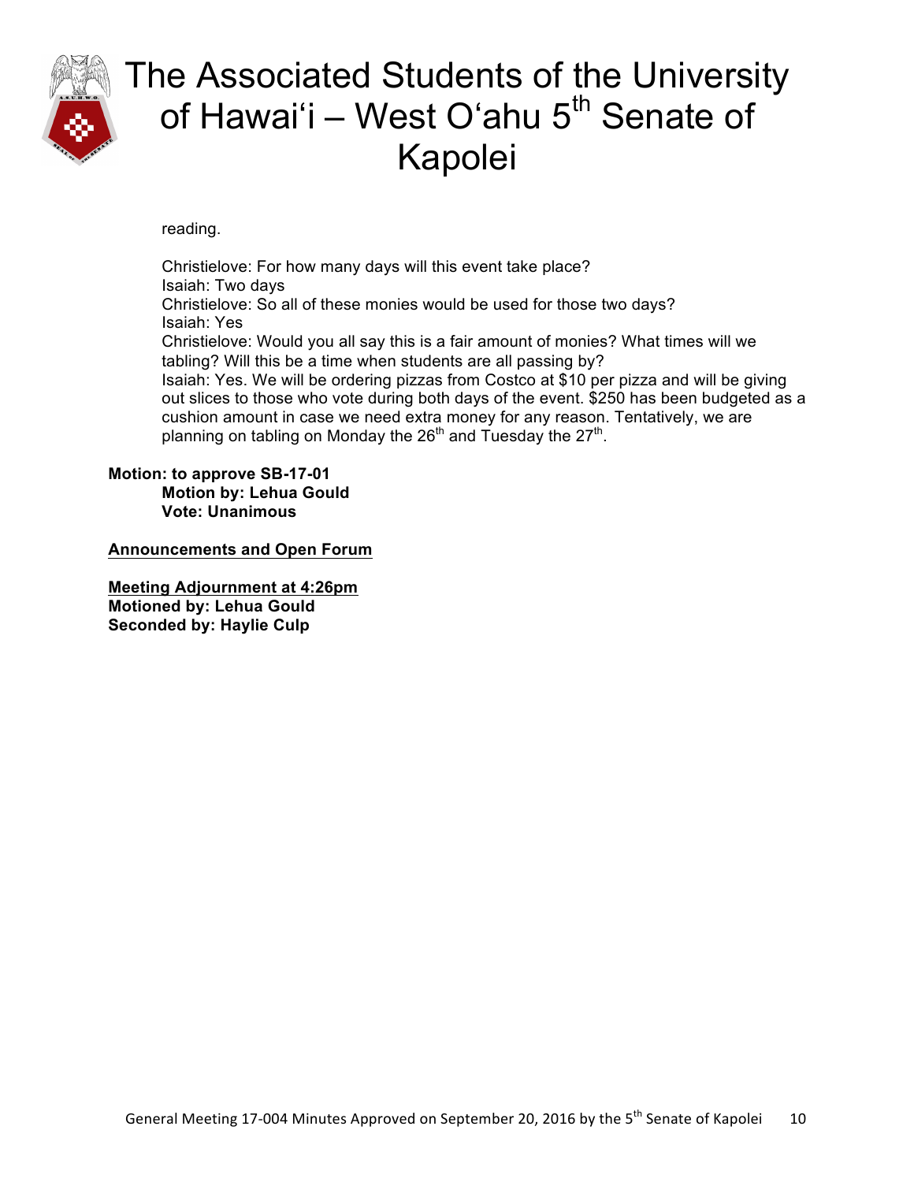reading.

Christielove: For how many days will this event take place?
Isaiah: Two days
Christielove: So all of these monies would be used for those two days?
Isaiah: Yes
Christielove: Would you all say this is a fair amount of monies? What times will we tabling? Will this be a time when students are all passing by?
Isaiah: Yes. We will be ordering pizzas from Costco at $10 per pizza and will be giving out slices to those who vote during both days of the event. $250 has been budgeted as a cushion amount in case we need extra money for any reason. Tentatively, we are planning on tabling on Monday the 26th and Tuesday the 27th.

**Motion: to approve SB-17-01**
**Motion by: Lehua Gould**
**Vote: Unanimous**

**Announcements and Open Forum**

**Meeting Adjournment at 4:26pm**
**Motioned by: Lehua Gould**
**Seconded by: Haylie Culp**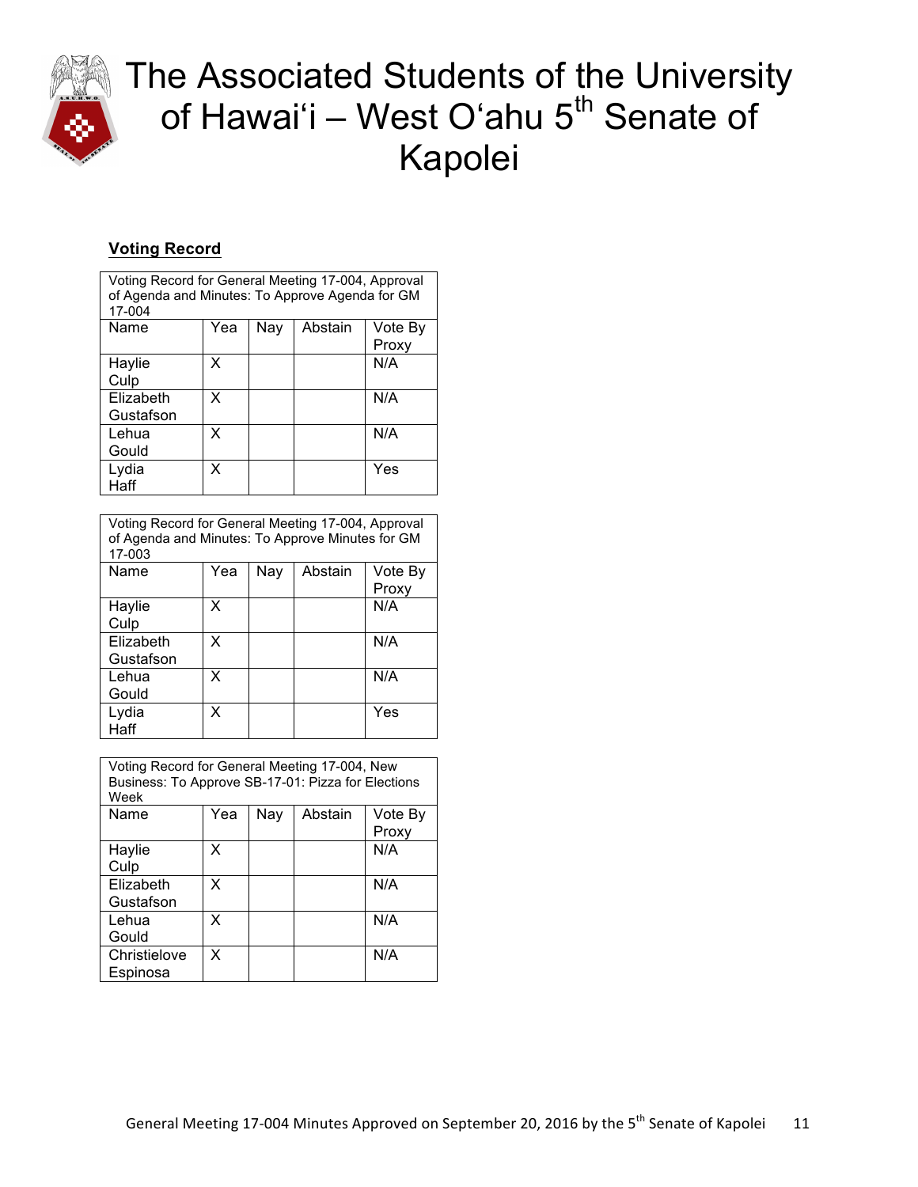# The Associated Students of the University of Hawaiʻi – West Oʻahu 5th Senate of Kapolei

**Voting Record**

| Voting Record for General Meeting 17-004, Approval of Agenda and Minutes: To Approve Agenda for GM 17-004 | | | | |
|---|---|---|---|---|
| Name | Yea | Nay | Abstain | Vote By Proxy |
| Haylie Culp | X | | | N/A |
| Elizabeth Gustafson | X | | | N/A |
| Lehua Gould | X | | | N/A |
| Lydia Haff | X | | | Yes |

| Voting Record for General Meeting 17-004, Approval of Agenda and Minutes: To Approve Minutes for GM 17-003 | | | | |
|---|---|---|---|---|
| Name | Yea | Nay | Abstain | Vote By Proxy |
| Haylie Culp | X | | | N/A |
| Elizabeth Gustafson | X | | | N/A |
| Lehua Gould | X | | | N/A |
| Lydia Haff | X | | | Yes |

| Voting Record for General Meeting 17-004, New Business: To Approve SB-17-01: Pizza for Elections Week | | | | |
|---|---|---|---|---|
| Name | Yea | Nay | Abstain | Vote By Proxy |
| Haylie Culp | X | | | N/A |
| Elizabeth Gustafson | X | | | N/A |
| Lehua Gould | X | | | N/A |
| Christielove Espinosa | X | | | N/A |